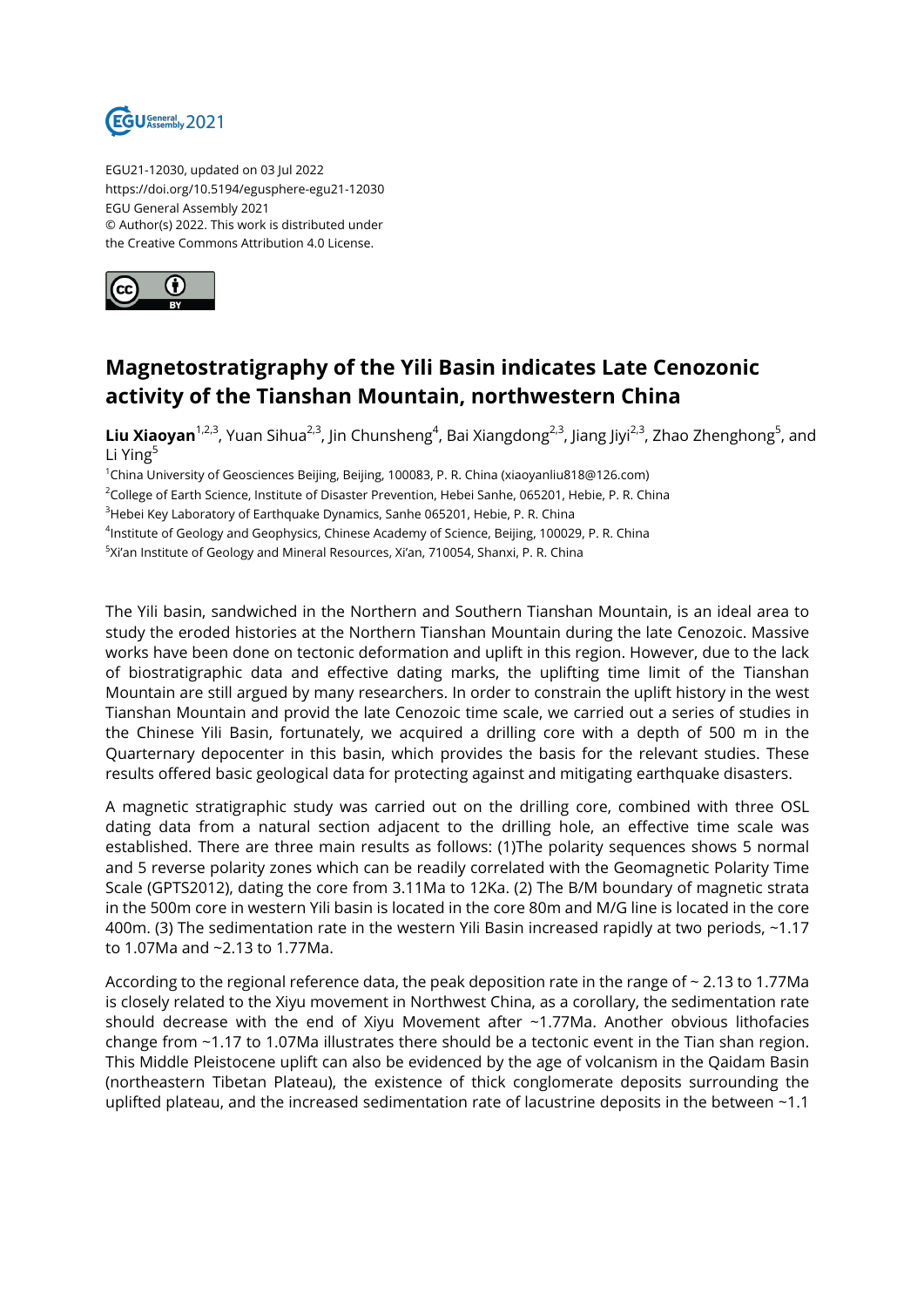EGU21-12030, updated on 03 Jul 2022
https://doi.org/10.5194/egusphere-egu21-12030
EGU General Assembly 2021
© Author(s) 2022. This work is distributed under
the Creative Commons Attribution 4.0 License.

# Magnetostratigraphy of the Yili Basin indicates Late Cenozonic activity of the Tianshan Mountain, northwestern China

**Liu Xiaoyan**[1,2,3], Yuan Sihua[2,3], Jin Chunsheng[4], Bai Xiangdong[2,3], Jiang Jiyi[2,3], Zhao Zhenghong[5], and Li Ying[5]

[1]China University of Geosciences Beijing, Beijing, 100083, P. R. China (xiaoyanliu818@126.com)
[2]College of Earth Science, Institute of Disaster Prevention, Hebei Sanhe, 065201, Hebie, P. R. China
[3]Hebei Key Laboratory of Earthquake Dynamics, Sanhe 065201, Hebie, P. R. China
[4]Institute of Geology and Geophysics, Chinese Academy of Science, Beijing, 100029, P. R. China
[5]Xi'an Institute of Geology and Mineral Resources, Xi'an, 710054, Shanxi, P. R. China

The Yili basin, sandwiched in the Northern and Southern Tianshan Mountain, is an ideal area to study the eroded histories at the Northern Tianshan Mountain during the late Cenozoic. Massive works have been done on tectonic deformation and uplift in this region. However, due to the lack of biostratigraphic data and effective dating marks, the uplifting time limit of the Tianshan Mountain are still argued by many researchers. In order to constrain the uplift history in the west Tianshan Mountain and provid the late Cenozoic time scale, we carried out a series of studies in the Chinese Yili Basin, fortunately, we acquired a drilling core with a depth of 500 m in the Quarternary depocenter in this basin, which provides the basis for the relevant studies. These results offered basic geological data for protecting against and mitigating earthquake disasters.

A magnetic stratigraphic study was carried out on the drilling core, combined with three OSL dating data from a natural section adjacent to the drilling hole, an effective time scale was established. There are three main results as follows: (1)The polarity sequences shows 5 normal and 5 reverse polarity zones which can be readily correlated with the Geomagnetic Polarity Time Scale (GPTS2012), dating the core from 3.11Ma to 12Ka. (2) The B/M boundary of magnetic strata in the 500m core in western Yili basin is located in the core 80m and M/G line is located in the core 400m. (3) The sedimentation rate in the western Yili Basin increased rapidly at two periods, ~1.17 to 1.07Ma and ~2.13 to 1.77Ma.

According to the regional reference data, the peak deposition rate in the range of ~ 2.13 to 1.77Ma is closely related to the Xiyu movement in Northwest China, as a corollary, the sedimentation rate should decrease with the end of Xiyu Movement after ~1.77Ma. Another obvious lithofacies change from ~1.17 to 1.07Ma illustrates there should be a tectonic event in the Tian shan region. This Middle Pleistocene uplift can also be evidenced by the age of volcanism in the Qaidam Basin (northeastern Tibetan Plateau), the existence of thick conglomerate deposits surrounding the uplifted plateau, and the increased sedimentation rate of lacustrine deposits in the between ~1.1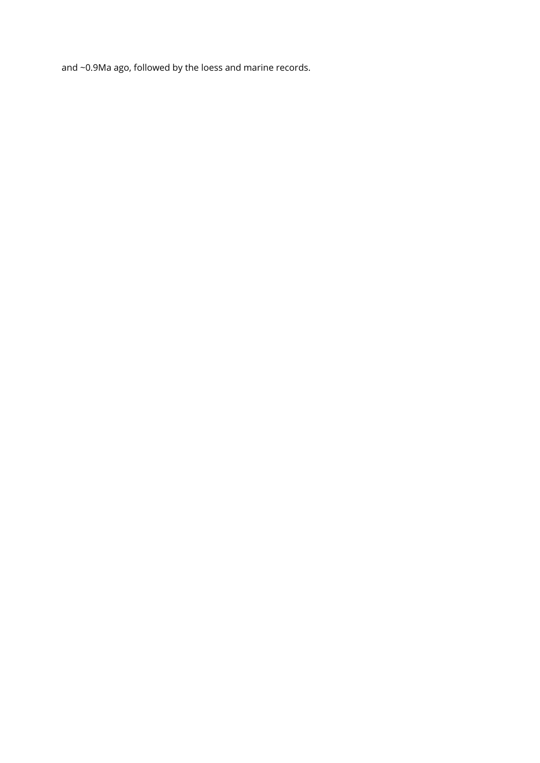and ~0.9Ma ago, followed by the loess and marine records.